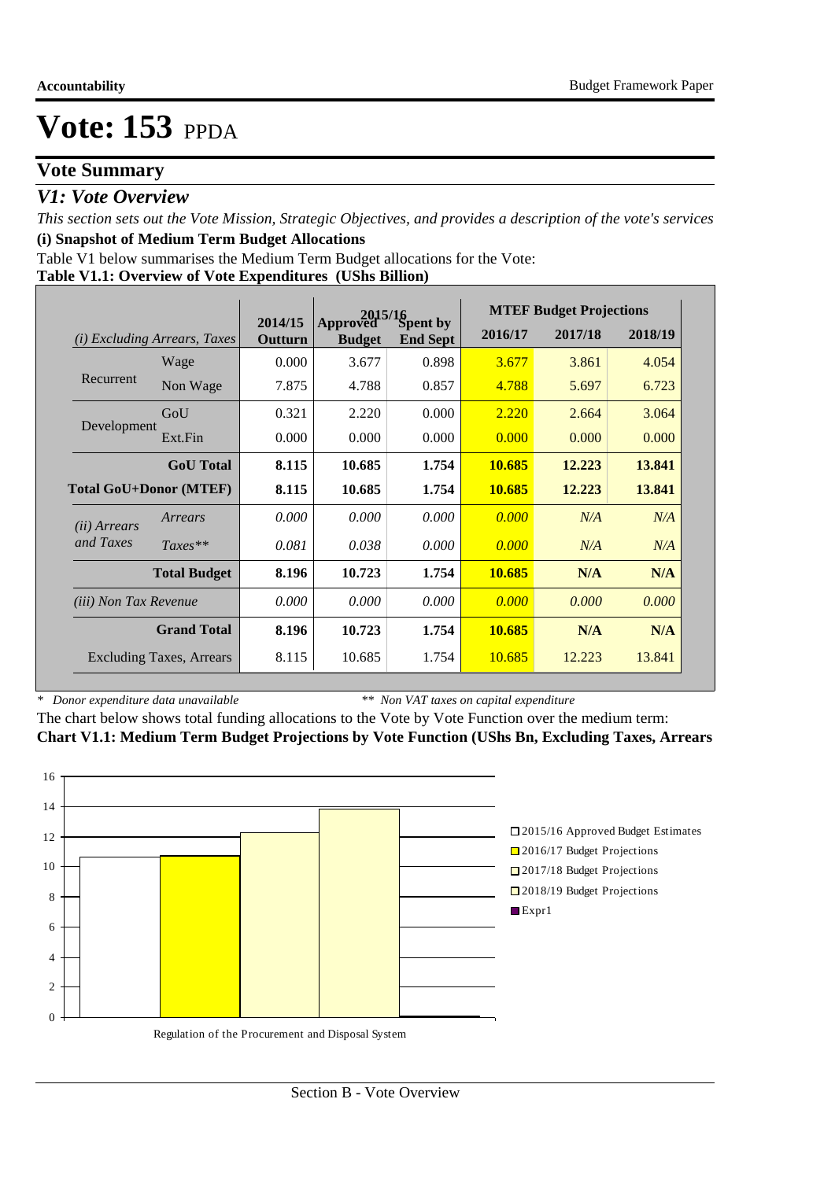# Vote: 153 PPDA

## Vote Summary

### *V1: Vote Overview*

*This section sets out the Vote Mission, Strategic Objectives, and provides a description of the vote's services*

**(i) Snapshot of Medium Term Budget Allocations**

Table V1 below summarises the Medium Term Budget allocations for the Vote:

**Table V1.1: Overview of Vote Expenditures (UShs Billion)**

| *(i) Excluding Arrears, Taxes* | | 2014/15 Outturn | 2015/16 Approved Budget | 2015/16 Spent by End Sept | MTEF Budget Projections 2016/17 | 2017/18 | 2018/19 |
|---|---|---|---|---|---|---|---|
| Recurrent | Wage | 0.000 | 3.677 | 0.898 | 3.677 | 3.861 | 4.054 |
| | Non Wage | 7.875 | 4.788 | 0.857 | 4.788 | 5.697 | 6.723 |
| Development | GoU | 0.321 | 2.220 | 0.000 | 2.220 | 2.664 | 3.064 |
| | Ext.Fin | 0.000 | 0.000 | 0.000 | 0.000 | 0.000 | 0.000 |
| | **GoU Total** | **8.115** | **10.685** | **1.754** | **10.685** | **12.223** | **13.841** |
| **Total GoU+Donor (MTEF)** | | **8.115** | **10.685** | **1.754** | **10.685** | **12.223** | **13.841** |
| *(ii) Arrears and Taxes* | *Arrears* | *0.000* | *0.000* | *0.000* | *0.000* | *N/A* | *N/A* |
| | *Taxes\*\** | *0.081* | *0.038* | *0.000* | *0.000* | *N/A* | *N/A* |
| | **Total Budget** | **8.196** | **10.723** | **1.754** | **10.685** | **N/A** | **N/A** |
| *(iii) Non Tax Revenue* | | *0.000* | *0.000* | *0.000* | *0.000* | *0.000* | *0.000* |
| | **Grand Total** | **8.196** | **10.723** | **1.754** | **10.685** | **N/A** | **N/A** |
| | Excluding Taxes, Arrears | 8.115 | 10.685 | 1.754 | 10.685 | 12.223 | 13.841 |

\* *Donor expenditure data unavailable* \*\* *Non VAT taxes on capital expenditure*

The chart below shows total funding allocations to the Vote by Vote Function over the medium term:

**Chart V1.1: Medium Term Budget Projections by Vote Function (UShs Bn, Excluding Taxes, Arrears**

| Vote Function | 2015/16 Approved Budget Estimates | 2016/17 Budget Projections | 2017/18 Budget Projections | 2018/19 Budget Projections |
|---|---|---|---|---|
| Regulation of the Procurement and Disposal System | 10.685 | 10.685 | 12.223 | 13.841 |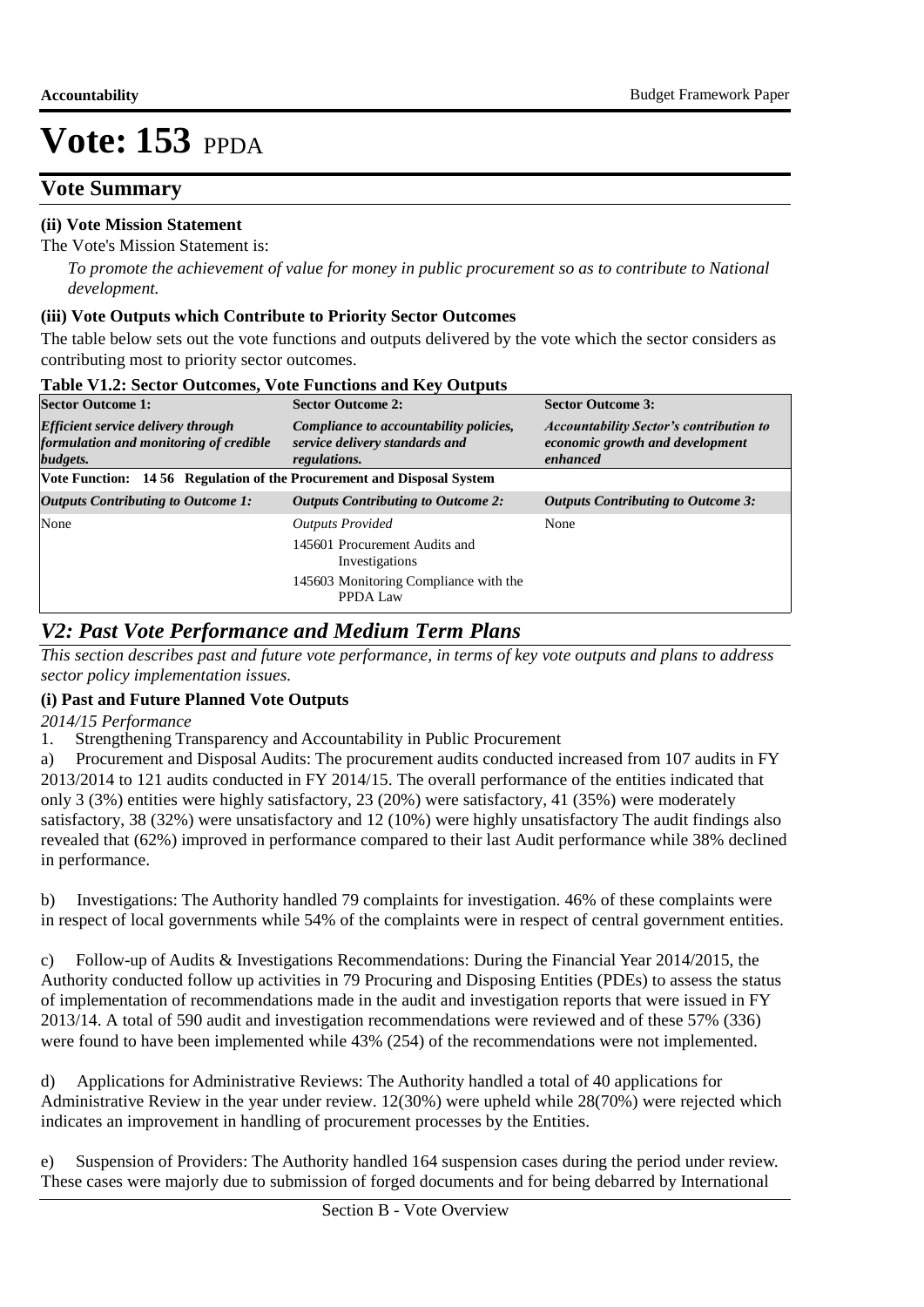# Vote: 153 PPDA

## Vote Summary

**(ii) Vote Mission Statement**

The Vote's Mission Statement is:

*To promote the achievement of value for money in public procurement so as to contribute to National development.*

**(iii) Vote Outputs which Contribute to Priority Sector Outcomes**

The table below sets out the vote functions and outputs delivered by the vote which the sector considers as contributing most to priority sector outcomes.

**Table V1.2: Sector Outcomes, Vote Functions and Key Outputs**

| **Sector Outcome 1:** | **Sector Outcome 2:** | **Sector Outcome 3:** |
|---|---|---|
| ***Efficient service delivery through formulation and monitoring of credible budgets.*** | ***Compliance to accountability policies, service delivery standards and regulations.*** | ***Accountability Sector's contribution to economic growth and development enhanced*** |
| **Vote Function: 14 56 Regulation of the Procurement and Disposal System** | | |
| ***Outputs Contributing to Outcome 1:*** | ***Outputs Contributing to Outcome 2:*** | ***Outputs Contributing to Outcome 3:*** |
| None | *Outputs Provided*<br>145601 Procurement Audits and Investigations<br>145603 Monitoring Compliance with the PPDA Law | None |

## *V2: Past Vote Performance and Medium Term Plans*

*This section describes past and future vote performance, in terms of key vote outputs and plans to address sector policy implementation issues.*

**(i) Past and Future Planned Vote Outputs**

*2014/15 Performance*

1. Strengthening Transparency and Accountability in Public Procurement

a) Procurement and Disposal Audits: The procurement audits conducted increased from 107 audits in FY 2013/2014 to 121 audits conducted in FY 2014/15. The overall performance of the entities indicated that only 3 (3%) entities were highly satisfactory, 23 (20%) were satisfactory, 41 (35%) were moderately satisfactory, 38 (32%) were unsatisfactory and 12 (10%) were highly unsatisfactory The audit findings also revealed that (62%) improved in performance compared to their last Audit performance while 38% declined in performance.

b) Investigations: The Authority handled 79 complaints for investigation. 46% of these complaints were in respect of local governments while 54% of the complaints were in respect of central government entities.

c) Follow-up of Audits & Investigations Recommendations: During the Financial Year 2014/2015, the Authority conducted follow up activities in 79 Procuring and Disposing Entities (PDEs) to assess the status of implementation of recommendations made in the audit and investigation reports that were issued in FY 2013/14. A total of 590 audit and investigation recommendations were reviewed and of these 57% (336) were found to have been implemented while 43% (254) of the recommendations were not implemented.

d) Applications for Administrative Reviews: The Authority handled a total of 40 applications for Administrative Review in the year under review. 12(30%) were upheld while 28(70%) were rejected which indicates an improvement in handling of procurement processes by the Entities.

e) Suspension of Providers: The Authority handled 164 suspension cases during the period under review. These cases were majorly due to submission of forged documents and for being debarred by International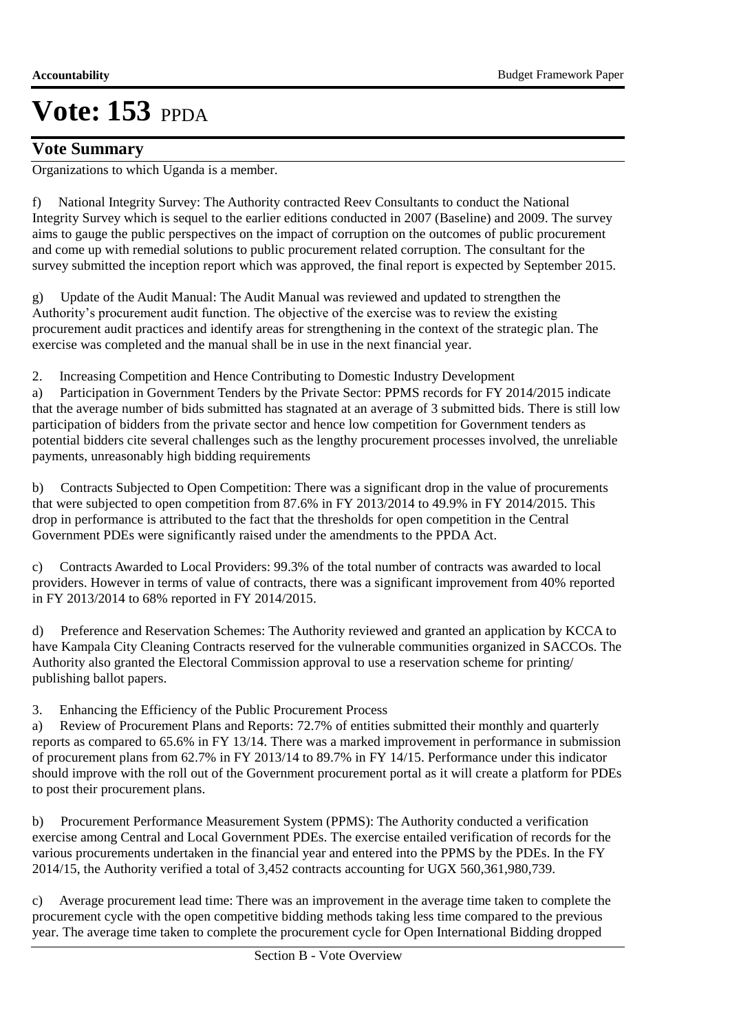# Vote: 153 PPDA

## Vote Summary

Organizations to which Uganda is a member.

f) National Integrity Survey: The Authority contracted Reev Consultants to conduct the National Integrity Survey which is sequel to the earlier editions conducted in 2007 (Baseline) and 2009. The survey aims to gauge the public perspectives on the impact of corruption on the outcomes of public procurement and come up with remedial solutions to public procurement related corruption. The consultant for the survey submitted the inception report which was approved, the final report is expected by September 2015.

g) Update of the Audit Manual: The Audit Manual was reviewed and updated to strengthen the Authority's procurement audit function. The objective of the exercise was to review the existing procurement audit practices and identify areas for strengthening in the context of the strategic plan. The exercise was completed and the manual shall be in use in the next financial year.

2. Increasing Competition and Hence Contributing to Domestic Industry Development

a) Participation in Government Tenders by the Private Sector: PPMS records for FY 2014/2015 indicate that the average number of bids submitted has stagnated at an average of 3 submitted bids. There is still low participation of bidders from the private sector and hence low competition for Government tenders as potential bidders cite several challenges such as the lengthy procurement processes involved, the unreliable payments, unreasonably high bidding requirements

b) Contracts Subjected to Open Competition: There was a significant drop in the value of procurements that were subjected to open competition from 87.6% in FY 2013/2014 to 49.9% in FY 2014/2015. This drop in performance is attributed to the fact that the thresholds for open competition in the Central Government PDEs were significantly raised under the amendments to the PPDA Act.

c) Contracts Awarded to Local Providers: 99.3% of the total number of contracts was awarded to local providers. However in terms of value of contracts, there was a significant improvement from 40% reported in FY 2013/2014 to 68% reported in FY 2014/2015.

d) Preference and Reservation Schemes: The Authority reviewed and granted an application by KCCA to have Kampala City Cleaning Contracts reserved for the vulnerable communities organized in SACCOs. The Authority also granted the Electoral Commission approval to use a reservation scheme for printing/ publishing ballot papers.

3. Enhancing the Efficiency of the Public Procurement Process

a) Review of Procurement Plans and Reports: 72.7% of entities submitted their monthly and quarterly reports as compared to 65.6% in FY 13/14. There was a marked improvement in performance in submission of procurement plans from 62.7% in FY 2013/14 to 89.7% in FY 14/15. Performance under this indicator should improve with the roll out of the Government procurement portal as it will create a platform for PDEs to post their procurement plans.

b) Procurement Performance Measurement System (PPMS): The Authority conducted a verification exercise among Central and Local Government PDEs. The exercise entailed verification of records for the various procurements undertaken in the financial year and entered into the PPMS by the PDEs. In the FY 2014/15, the Authority verified a total of 3,452 contracts accounting for UGX 560,361,980,739.

c) Average procurement lead time: There was an improvement in the average time taken to complete the procurement cycle with the open competitive bidding methods taking less time compared to the previous year. The average time taken to complete the procurement cycle for Open International Bidding dropped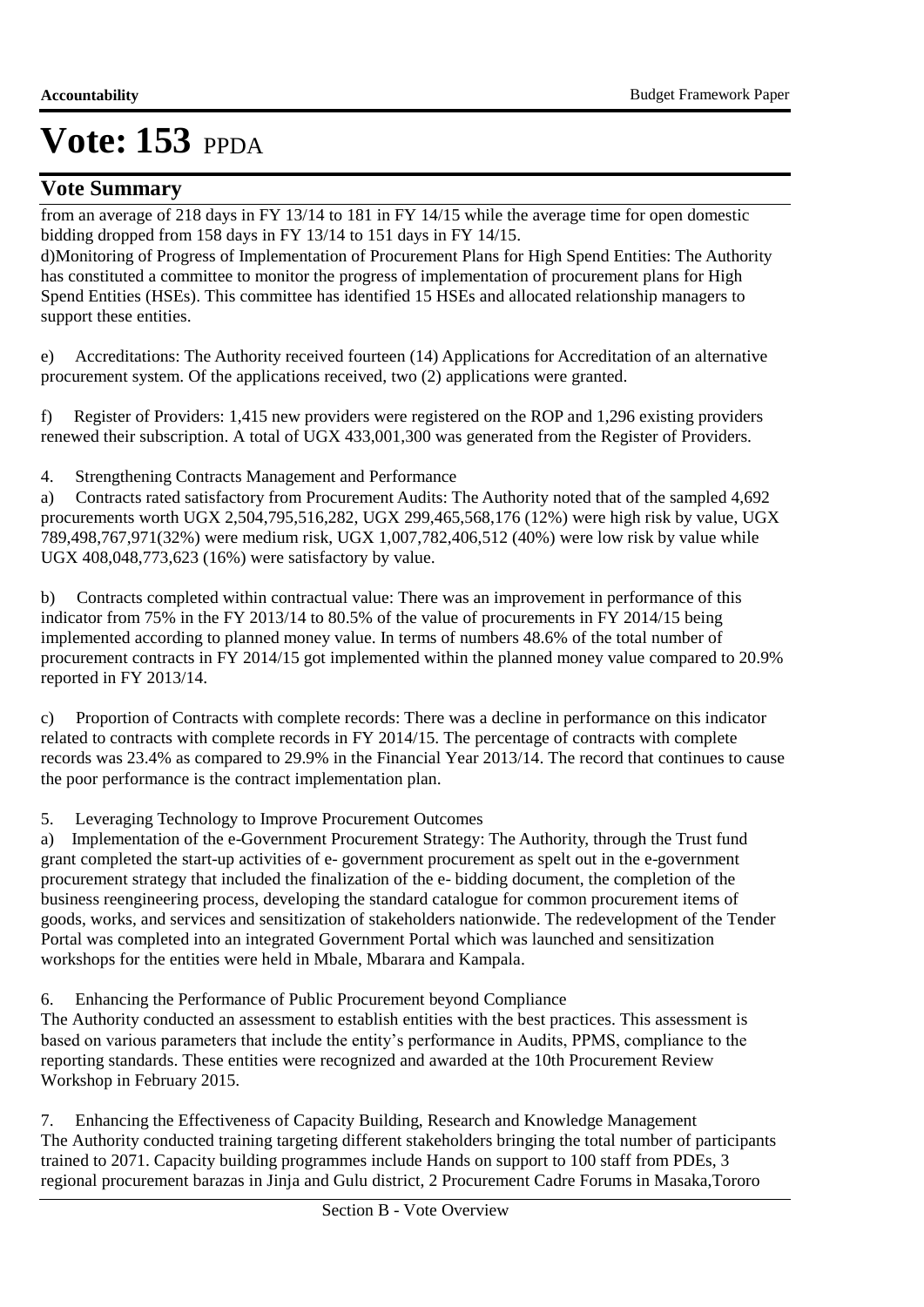# Vote: 153 PPDA

## Vote Summary

from an average of 218 days in FY 13/14 to 181 in FY 14/15 while the average time for open domestic bidding dropped from 158 days in FY 13/14 to 151 days in FY 14/15.

d)Monitoring of Progress of Implementation of Procurement Plans for High Spend Entities: The Authority has constituted a committee to monitor the progress of implementation of procurement plans for High Spend Entities (HSEs). This committee has identified 15 HSEs and allocated relationship managers to support these entities.

e) Accreditations: The Authority received fourteen (14) Applications for Accreditation of an alternative procurement system. Of the applications received, two (2) applications were granted.

f) Register of Providers: 1,415 new providers were registered on the ROP and 1,296 existing providers renewed their subscription. A total of UGX 433,001,300 was generated from the Register of Providers.

4. Strengthening Contracts Management and Performance

a) Contracts rated satisfactory from Procurement Audits: The Authority noted that of the sampled 4,692 procurements worth UGX 2,504,795,516,282, UGX 299,465,568,176 (12%) were high risk by value, UGX 789,498,767,971(32%) were medium risk, UGX 1,007,782,406,512 (40%) were low risk by value while UGX 408,048,773,623 (16%) were satisfactory by value.

b) Contracts completed within contractual value: There was an improvement in performance of this indicator from 75% in the FY 2013/14 to 80.5% of the value of procurements in FY 2014/15 being implemented according to planned money value. In terms of numbers 48.6% of the total number of procurement contracts in FY 2014/15 got implemented within the planned money value compared to 20.9% reported in FY 2013/14.

c) Proportion of Contracts with complete records: There was a decline in performance on this indicator related to contracts with complete records in FY 2014/15. The percentage of contracts with complete records was 23.4% as compared to 29.9% in the Financial Year 2013/14. The record that continues to cause the poor performance is the contract implementation plan.

5. Leveraging Technology to Improve Procurement Outcomes

a) Implementation of the e-Government Procurement Strategy: The Authority, through the Trust fund grant completed the start-up activities of e- government procurement as spelt out in the e-government procurement strategy that included the finalization of the e- bidding document, the completion of the business reengineering process, developing the standard catalogue for common procurement items of goods, works, and services and sensitization of stakeholders nationwide. The redevelopment of the Tender Portal was completed into an integrated Government Portal which was launched and sensitization workshops for the entities were held in Mbale, Mbarara and Kampala.

6. Enhancing the Performance of Public Procurement beyond Compliance

The Authority conducted an assessment to establish entities with the best practices. This assessment is based on various parameters that include the entity's performance in Audits, PPMS, compliance to the reporting standards. These entities were recognized and awarded at the 10th Procurement Review Workshop in February 2015.

7. Enhancing the Effectiveness of Capacity Building, Research and Knowledge Management

The Authority conducted training targeting different stakeholders bringing the total number of participants trained to 2071. Capacity building programmes include Hands on support to 100 staff from PDEs, 3 regional procurement barazas in Jinja and Gulu district, 2 Procurement Cadre Forums in Masaka,Tororo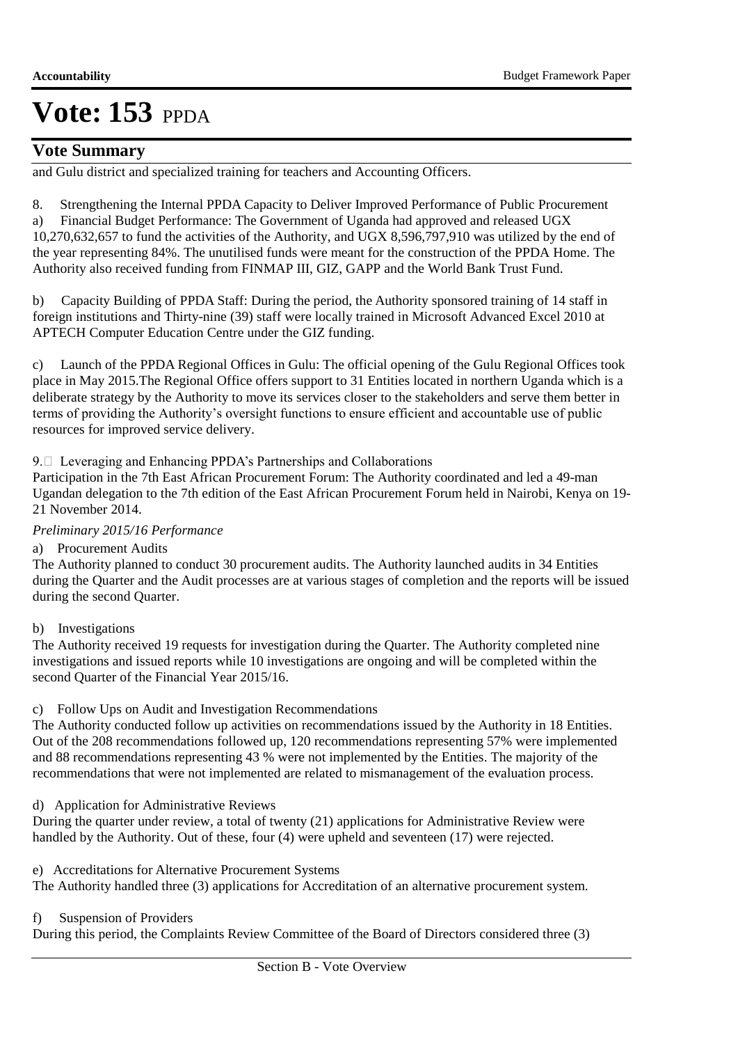# Vote: 153 PPDA

## Vote Summary

and Gulu district and specialized training for teachers and Accounting Officers.

8. Strengthening the Internal PPDA Capacity to Deliver Improved Performance of Public Procurement

a) Financial Budget Performance: The Government of Uganda had approved and released UGX 10,270,632,657 to fund the activities of the Authority, and UGX 8,596,797,910 was utilized by the end of the year representing 84%. The unutilised funds were meant for the construction of the PPDA Home. The Authority also received funding from FINMAP III, GIZ, GAPP and the World Bank Trust Fund.

b) Capacity Building of PPDA Staff: During the period, the Authority sponsored training of 14 staff in foreign institutions and Thirty-nine (39) staff were locally trained in Microsoft Advanced Excel 2010 at APTECH Computer Education Centre under the GIZ funding.

c) Launch of the PPDA Regional Offices in Gulu: The official opening of the Gulu Regional Offices took place in May 2015.The Regional Office offers support to 31 Entities located in northern Uganda which is a deliberate strategy by the Authority to move its services closer to the stakeholders and serve them better in terms of providing the Authority's oversight functions to ensure efficient and accountable use of public resources for improved service delivery.

9. Leveraging and Enhancing PPDA's Partnerships and Collaborations

Participation in the 7th East African Procurement Forum: The Authority coordinated and led a 49-man Ugandan delegation to the 7th edition of the East African Procurement Forum held in Nairobi, Kenya on 19-21 November 2014.

*Preliminary 2015/16 Performance*

a) Procurement Audits

The Authority planned to conduct 30 procurement audits. The Authority launched audits in 34 Entities during the Quarter and the Audit processes are at various stages of completion and the reports will be issued during the second Quarter.

b) Investigations

The Authority received 19 requests for investigation during the Quarter. The Authority completed nine investigations and issued reports while 10 investigations are ongoing and will be completed within the second Quarter of the Financial Year 2015/16.

c) Follow Ups on Audit and Investigation Recommendations

The Authority conducted follow up activities on recommendations issued by the Authority in 18 Entities. Out of the 208 recommendations followed up, 120 recommendations representing 57% were implemented and 88 recommendations representing 43 % were not implemented by the Entities. The majority of the recommendations that were not implemented are related to mismanagement of the evaluation process.

d) Application for Administrative Reviews

During the quarter under review, a total of twenty (21) applications for Administrative Review were handled by the Authority. Out of these, four (4) were upheld and seventeen (17) were rejected.

e) Accreditations for Alternative Procurement Systems

The Authority handled three (3) applications for Accreditation of an alternative procurement system.

f) Suspension of Providers

During this period, the Complaints Review Committee of the Board of Directors considered three (3)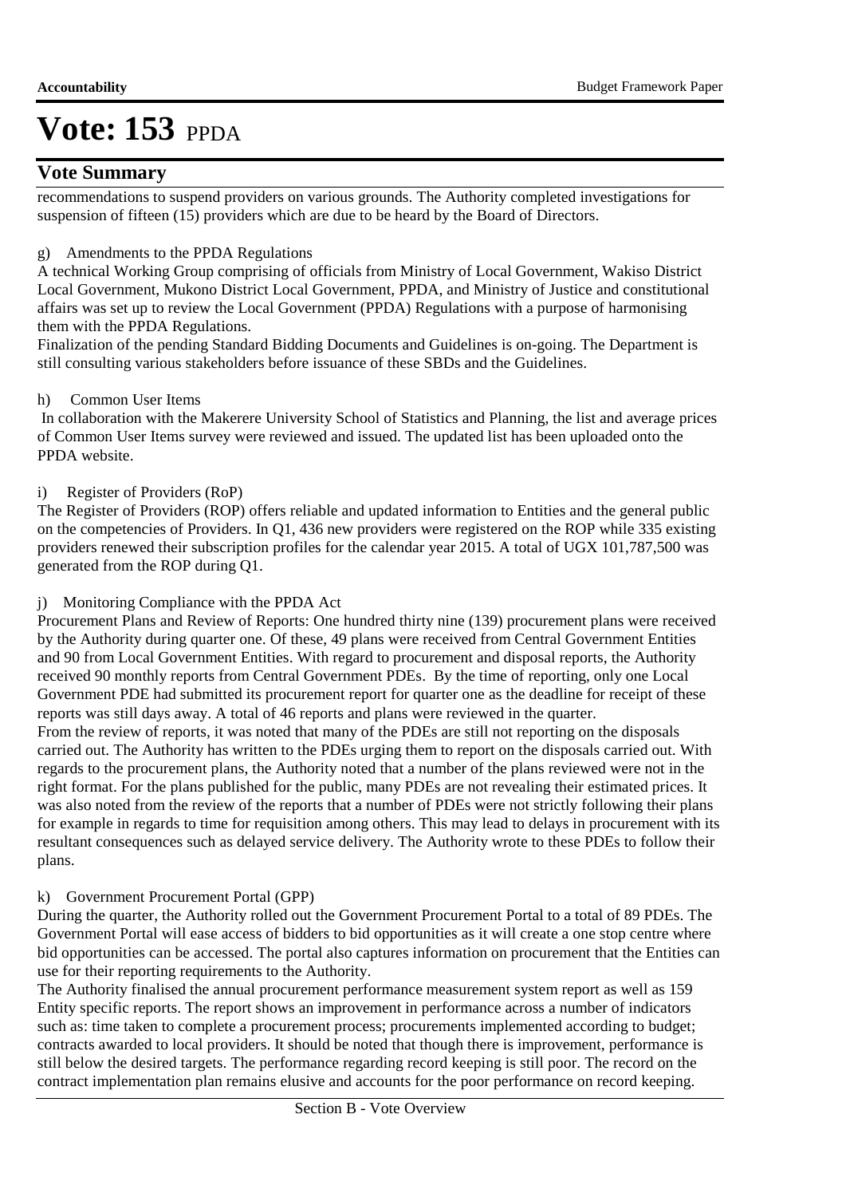# Vote: 153 PPDA

## Vote Summary

recommendations to suspend providers on various grounds. The Authority completed investigations for suspension of fifteen (15) providers which are due to be heard by the Board of Directors.

g) Amendments to the PPDA Regulations

A technical Working Group comprising of officials from Ministry of Local Government, Wakiso District Local Government, Mukono District Local Government, PPDA, and Ministry of Justice and constitutional affairs was set up to review the Local Government (PPDA) Regulations with a purpose of harmonising them with the PPDA Regulations.

Finalization of the pending Standard Bidding Documents and Guidelines is on-going. The Department is still consulting various stakeholders before issuance of these SBDs and the Guidelines.

h) Common User Items

In collaboration with the Makerere University School of Statistics and Planning, the list and average prices of Common User Items survey were reviewed and issued. The updated list has been uploaded onto the PPDA website.

i) Register of Providers (RoP)

The Register of Providers (ROP) offers reliable and updated information to Entities and the general public on the competencies of Providers. In Q1, 436 new providers were registered on the ROP while 335 existing providers renewed their subscription profiles for the calendar year 2015. A total of UGX 101,787,500 was generated from the ROP during Q1.

j) Monitoring Compliance with the PPDA Act

Procurement Plans and Review of Reports: One hundred thirty nine (139) procurement plans were received by the Authority during quarter one. Of these, 49 plans were received from Central Government Entities and 90 from Local Government Entities. With regard to procurement and disposal reports, the Authority received 90 monthly reports from Central Government PDEs. By the time of reporting, only one Local Government PDE had submitted its procurement report for quarter one as the deadline for receipt of these reports was still days away. A total of 46 reports and plans were reviewed in the quarter.

From the review of reports, it was noted that many of the PDEs are still not reporting on the disposals carried out. The Authority has written to the PDEs urging them to report on the disposals carried out. With regards to the procurement plans, the Authority noted that a number of the plans reviewed were not in the right format. For the plans published for the public, many PDEs are not revealing their estimated prices. It was also noted from the review of the reports that a number of PDEs were not strictly following their plans for example in regards to time for requisition among others. This may lead to delays in procurement with its resultant consequences such as delayed service delivery. The Authority wrote to these PDEs to follow their plans.

k) Government Procurement Portal (GPP)

During the quarter, the Authority rolled out the Government Procurement Portal to a total of 89 PDEs. The Government Portal will ease access of bidders to bid opportunities as it will create a one stop centre where bid opportunities can be accessed. The portal also captures information on procurement that the Entities can use for their reporting requirements to the Authority.

The Authority finalised the annual procurement performance measurement system report as well as 159 Entity specific reports. The report shows an improvement in performance across a number of indicators such as: time taken to complete a procurement process; procurements implemented according to budget; contracts awarded to local providers. It should be noted that though there is improvement, performance is still below the desired targets. The performance regarding record keeping is still poor. The record on the contract implementation plan remains elusive and accounts for the poor performance on record keeping.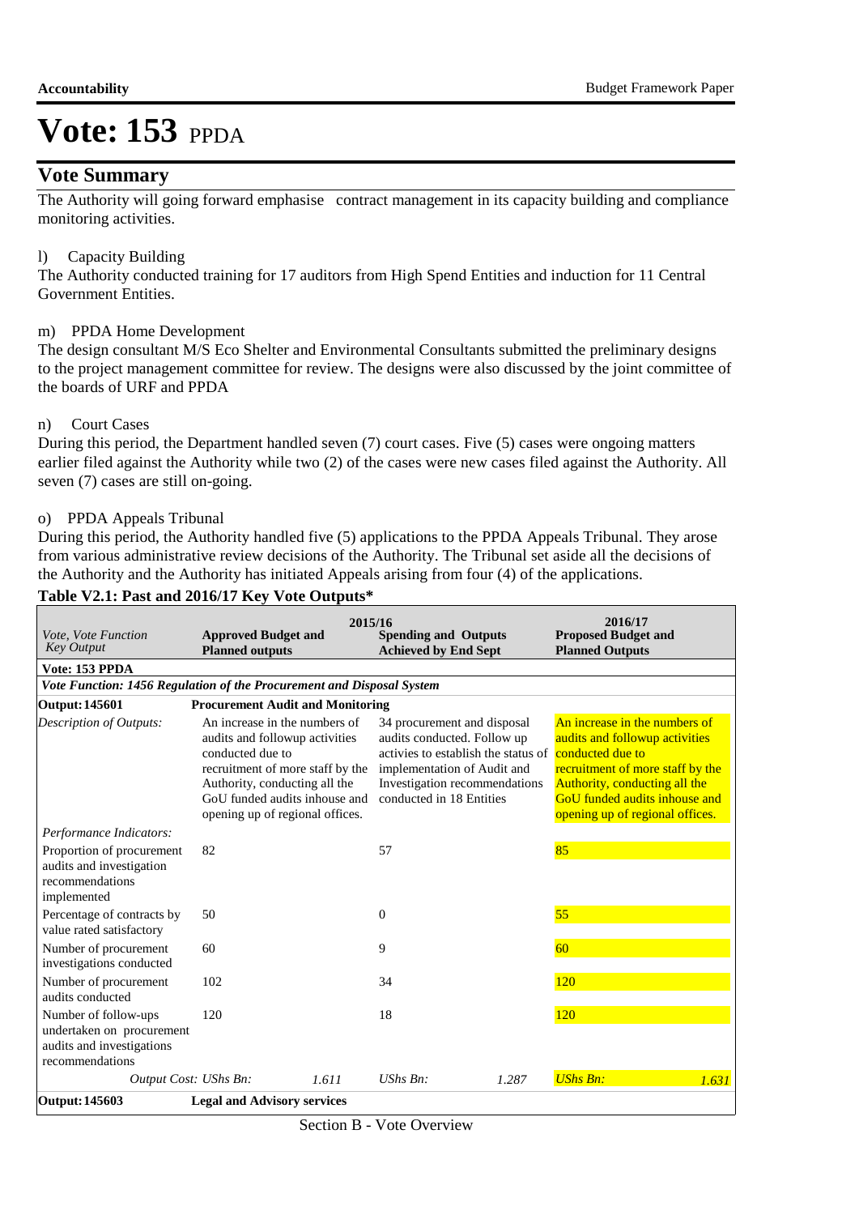# Vote: 153 PPDA

## Vote Summary

The Authority will going forward emphasise contract management in its capacity building and compliance monitoring activities.

l) Capacity Building
The Authority conducted training for 17 auditors from High Spend Entities and induction for 11 Central Government Entities.

m) PPDA Home Development
The design consultant M/S Eco Shelter and Environmental Consultants submitted the preliminary designs to the project management committee for review. The designs were also discussed by the joint committee of the boards of URF and PPDA

n) Court Cases
During this period, the Department handled seven (7) court cases. Five (5) cases were ongoing matters earlier filed against the Authority while two (2) of the cases were new cases filed against the Authority. All seven (7) cases are still on-going.

o) PPDA Appeals Tribunal
During this period, the Authority handled five (5) applications to the PPDA Appeals Tribunal. They arose from various administrative review decisions of the Authority. The Tribunal set aside all the decisions of the Authority and the Authority has initiated Appeals arising from four (4) of the applications.

**Table V2.1: Past and 2016/17 Key Vote Outputs***

| *Vote, Vote Function Key Output* | **2015/16 Approved Budget and Planned outputs** | **2015/16 Spending and Outputs Achieved by End Sept** | **2016/17 Proposed Budget and Planned Outputs** |
|---|---|---|---|
| **Vote: 153 PPDA** | | | |
| ***Vote Function: 1456 Regulation of the Procurement and Disposal System*** | | | |
| **Output: 145601** | **Procurement Audit and Monitoring** | | |
| *Description of Outputs:* | An increase in the numbers of audits and followup activities conducted due to recruitment of more staff by the Authority, conducting all the GoU funded audits inhouse and opening up of regional offices. | 34 procurement and disposal audits conducted. Follow up activies to establish the status of implementation of Audit and Investigation recommendations conducted in 18 Entities | An increase in the numbers of audits and followup activities conducted due to recruitment of more staff by the Authority, conducting all the GoU funded audits inhouse and opening up of regional offices. |
| *Performance Indicators:* | | | |
| Proportion of procurement audits and investigation recommendations implemented | 82 | 57 | 85 |
| Percentage of contracts by value rated satisfactory | 50 | 0 | 55 |
| Number of procurement investigations conducted | 60 | 9 | 60 |
| Number of procurement audits conducted | 102 | 34 | 120 |
| Number of follow-ups undertaken on procurement audits and investigations recommendations | 120 | 18 | 120 |
| *Output Cost: UShs Bn:* | *1.611* | *UShs Bn: 1.287* | *UShs Bn: 1.631* |
| **Output: 145603** | **Legal and Advisory services** | | |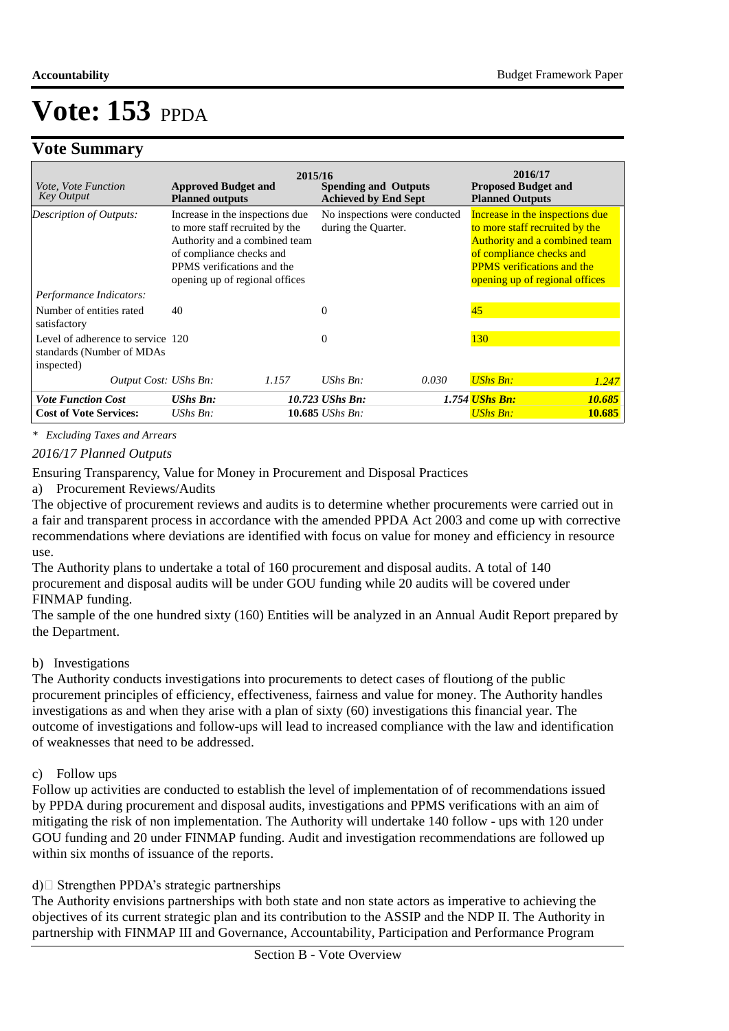# Vote: 153 PPDA

## Vote Summary

| Vote, Vote Function Key Output | 2015/16 Approved Budget and Planned outputs | | 2015/16 Spending and Outputs Achieved by End Sept | | 2016/17 Proposed Budget and Planned Outputs | |
|---|---|---|---|---|---|---|
| *Description of Outputs:* | Increase in the inspections due to more staff recruited by the Authority and a combined team of compliance checks and PPMS verifications and the opening up of regional offices | | No inspections were conducted during the Quarter. | | Increase in the inspections due to more staff recruited by the Authority and a combined team of compliance checks and PPMS verifications and the opening up of regional offices | |
| *Performance Indicators:* | | | | | | |
| Number of entities rated satisfactory | 40 | | 0 | | 45 | |
| Level of adherence to service standards (Number of MDAs inspected) | 120 | | 0 | | 130 | |
| *Output Cost:* | *UShs Bn:* | *1.157* | *UShs Bn:* | *0.030* | *UShs Bn:* | *1.247* |
| ***Vote Function Cost*** | ***UShs Bn:*** | ***10.723*** | ***UShs Bn:*** | ***1.754*** | ***UShs Bn:*** | ***10.685*** |
| **Cost of Vote Services:** | *UShs Bn:* | **10.685** | *UShs Bn:* | | *UShs Bn:* | **10.685** |

*\* Excluding Taxes and Arrears*

*2016/17 Planned Outputs*

Ensuring Transparency, Value for Money in Procurement and Disposal Practices

a) Procurement Reviews/Audits

The objective of procurement reviews and audits is to determine whether procurements were carried out in a fair and transparent process in accordance with the amended PPDA Act 2003 and come up with corrective recommendations where deviations are identified with focus on value for money and efficiency in resource use.

The Authority plans to undertake a total of 160 procurement and disposal audits. A total of 140 procurement and disposal audits will be under GOU funding while 20 audits will be covered under FINMAP funding.

The sample of the one hundred sixty (160) Entities will be analyzed in an Annual Audit Report prepared by the Department.

b) Investigations

The Authority conducts investigations into procurements to detect cases of floutiong of the public procurement principles of efficiency, effectiveness, fairness and value for money. The Authority handles investigations as and when they arise with a plan of sixty (60) investigations this financial year. The outcome of investigations and follow-ups will lead to increased compliance with the law and identification of weaknesses that need to be addressed.

c) Follow ups

Follow up activities are conducted to establish the level of implementation of of recommendations issued by PPDA during procurement and disposal audits, investigations and PPMS verifications with an aim of mitigating the risk of non implementation. The Authority will undertake 140 follow - ups with 120 under GOU funding and 20 under FINMAP funding. Audit and investigation recommendations are followed up within six months of issuance of the reports.

d) Strengthen PPDA's strategic partnerships

The Authority envisions partnerships with both state and non state actors as imperative to achieving the objectives of its current strategic plan and its contribution to the ASSIP and the NDP II. The Authority in partnership with FINMAP III and Governance, Accountability, Participation and Performance Program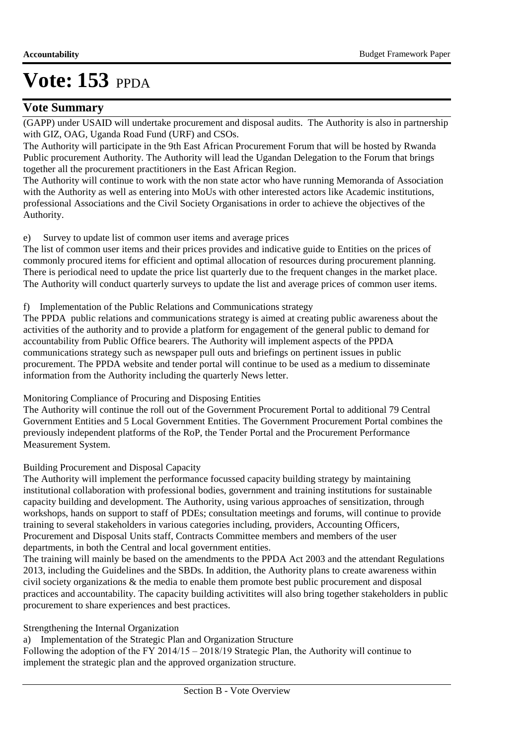# Vote: 153 PPDA

## Vote Summary

(GAPP) under USAID will undertake procurement and disposal audits. The Authority is also in partnership with GIZ, OAG, Uganda Road Fund (URF) and CSOs.

The Authority will participate in the 9th East African Procurement Forum that will be hosted by Rwanda Public procurement Authority. The Authority will lead the Ugandan Delegation to the Forum that brings together all the procurement practitioners in the East African Region.

The Authority will continue to work with the non state actor who have running Memoranda of Association with the Authority as well as entering into MoUs with other interested actors like Academic institutions, professional Associations and the Civil Society Organisations in order to achieve the objectives of the Authority.

e) Survey to update list of common user items and average prices

The list of common user items and their prices provides and indicative guide to Entities on the prices of commonly procured items for efficient and optimal allocation of resources during procurement planning. There is periodical need to update the price list quarterly due to the frequent changes in the market place. The Authority will conduct quarterly surveys to update the list and average prices of common user items.

f) Implementation of the Public Relations and Communications strategy

The PPDA public relations and communications strategy is aimed at creating public awareness about the activities of the authority and to provide a platform for engagement of the general public to demand for accountability from Public Office bearers. The Authority will implement aspects of the PPDA communications strategy such as newspaper pull outs and briefings on pertinent issues in public procurement. The PPDA website and tender portal will continue to be used as a medium to disseminate information from the Authority including the quarterly News letter.

Monitoring Compliance of Procuring and Disposing Entities

The Authority will continue the roll out of the Government Procurement Portal to additional 79 Central Government Entities and 5 Local Government Entities. The Government Procurement Portal combines the previously independent platforms of the RoP, the Tender Portal and the Procurement Performance Measurement System.

Building Procurement and Disposal Capacity

The Authority will implement the performance focussed capacity building strategy by maintaining institutional collaboration with professional bodies, government and training institutions for sustainable capacity building and development. The Authority, using various approaches of sensitization, through workshops, hands on support to staff of PDEs; consultation meetings and forums, will continue to provide training to several stakeholders in various categories including, providers, Accounting Officers, Procurement and Disposal Units staff, Contracts Committee members and members of the user departments, in both the Central and local government entities.

The training will mainly be based on the amendments to the PPDA Act 2003 and the attendant Regulations 2013, including the Guidelines and the SBDs. In addition, the Authority plans to create awareness within civil society organizations & the media to enable them promote best public procurement and disposal practices and accountability. The capacity building activitites will also bring together stakeholders in public procurement to share experiences and best practices.

Strengthening the Internal Organization

a) Implementation of the Strategic Plan and Organization Structure

Following the adoption of the FY 2014/15 – 2018/19 Strategic Plan, the Authority will continue to implement the strategic plan and the approved organization structure.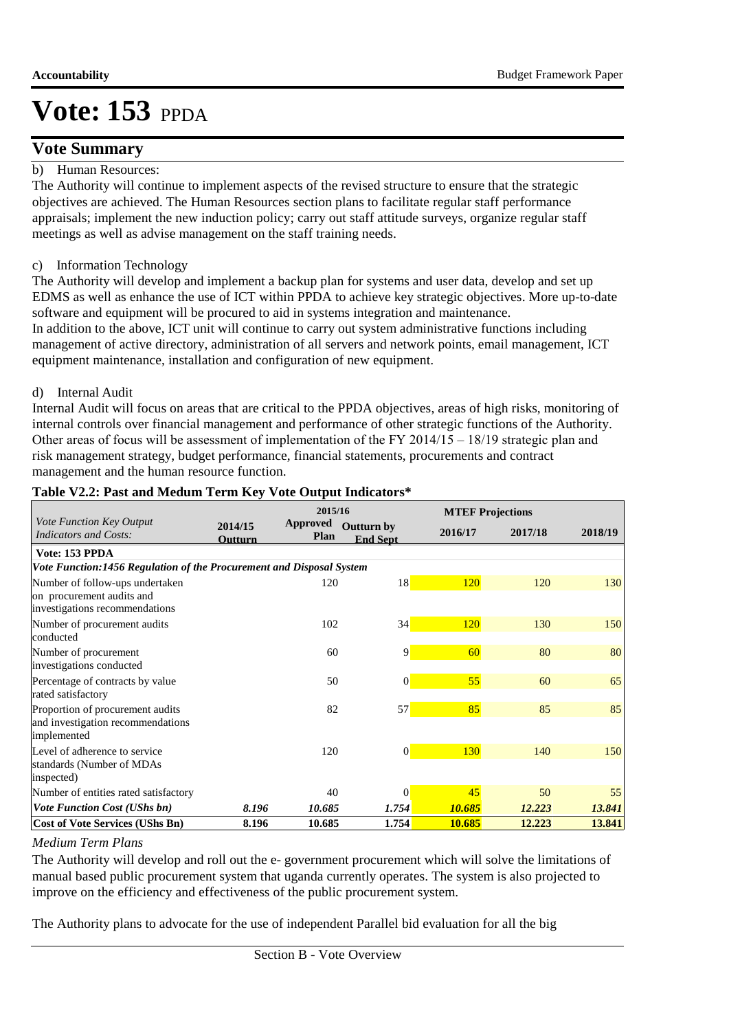# Vote: 153 PPDA

## Vote Summary

b) Human Resources:

The Authority will continue to implement aspects of the revised structure to ensure that the strategic objectives are achieved. The Human Resources section plans to facilitate regular staff performance appraisals; implement the new induction policy; carry out staff attitude surveys, organize regular staff meetings as well as advise management on the staff training needs.

c) Information Technology

The Authority will develop and implement a backup plan for systems and user data, develop and set up EDMS as well as enhance the use of ICT within PPDA to achieve key strategic objectives. More up-to-date software and equipment will be procured to aid in systems integration and maintenance.

In addition to the above, ICT unit will continue to carry out system administrative functions including management of active directory, administration of all servers and network points, email management, ICT equipment maintenance, installation and configuration of new equipment.

d) Internal Audit

Internal Audit will focus on areas that are critical to the PPDA objectives, areas of high risks, monitoring of internal controls over financial management and performance of other strategic functions of the Authority. Other areas of focus will be assessment of implementation of the FY 2014/15 – 18/19 strategic plan and risk management strategy, budget performance, financial statements, procurements and contract management and the human resource function.

**Table V2.2: Past and Medum Term Key Vote Output Indicators***

| *Vote Function Key Output Indicators and Costs:* | 2014/15 Outturn | 2015/16 Approved Plan | 2015/16 Outturn by End Sept | MTEF Projections 2016/17 | 2017/18 | 2018/19 |
|---|---|---|---|---|---|---|
| **Vote: 153 PPDA** | | | | | | |
| ***Vote Function:1456 Regulation of the Procurement and Disposal System*** | | | | | | |
| Number of follow-ups undertaken on procurement audits and investigations recommendations | | 120 | 18 | 120 | 120 | 130 |
| Number of procurement audits conducted | | 102 | 34 | 120 | 130 | 150 |
| Number of procurement investigations conducted | | 60 | 9 | 60 | 80 | 80 |
| Percentage of contracts by value rated satisfactory | | 50 | 0 | 55 | 60 | 65 |
| Proportion of procurement audits and investigation recommendations implemented | | 82 | 57 | 85 | 85 | 85 |
| Level of adherence to service standards (Number of MDAs inspected) | | 120 | 0 | 130 | 140 | 150 |
| Number of entities rated satisfactory | | 40 | 0 | 45 | 50 | 55 |
| ***Vote Function Cost (UShs bn)*** | *8.196* | *10.685* | *1.754* | *10.685* | *12.223* | *13.841* |
| **Cost of Vote Services (UShs Bn)** | **8.196** | **10.685** | **1.754** | **10.685** | **12.223** | **13.841** |

*Medium Term Plans*

The Authority will develop and roll out the e- government procurement which will solve the limitations of manual based public procurement system that uganda currently operates. The system is also projected to improve on the efficiency and effectiveness of the public procurement system.

The Authority plans to advocate for the use of independent Parallel bid evaluation for all the big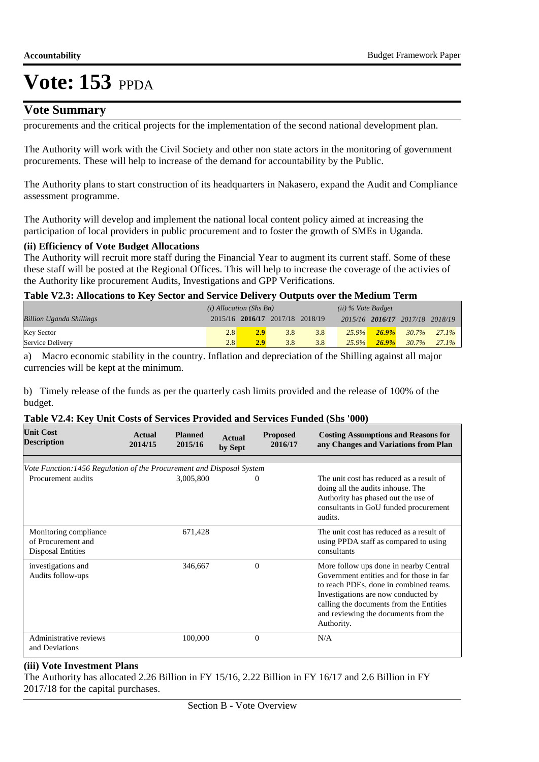# Vote: 153 PPDA

## Vote Summary

procurements and the critical projects for the implementation of the second national development plan.

The Authority will work with the Civil Society and other non state actors in the monitoring of government procurements. These will help to increase of the demand for accountability by the Public.

The Authority plans to start construction of its headquarters in Nakasero, expand the Audit and Compliance assessment programme.

The Authority will develop and implement the national local content policy aimed at increasing the participation of local providers in public procurement and to foster the growth of SMEs in Uganda.

**(ii) Efficiency of Vote Budget Allocations**

The Authority will recruit more staff during the Financial Year to augment its current staff. Some of these these staff will be posted at the Regional Offices. This will help to increase the coverage of the activies of the Authority like procurement Audits, Investigations and GPP Verifications.

**Table V2.3: Allocations to Key Sector and Service Delivery Outputs over the Medium Term**

| | *(i) Allocation (Shs Bn)* | | | | *(ii) % Vote Budget* | | | |
|---|---|---|---|---|---|---|---|---|
| *Billion Uganda Shillings* | 2015/16 | **2016/17** | 2017/18 | 2018/19 | *2015/16* | ***2016/17*** | *2017/18* | *2018/19* |
| Key Sector | 2.8 | **2.9** | 3.8 | 3.8 | *25.9%* | ***26.9%*** | *30.7%* | *27.1%* |
| Service Delivery | 2.8 | **2.9** | 3.8 | 3.8 | *25.9%* | ***26.9%*** | *30.7%* | *27.1%* |

a) Macro economic stability in the country. Inflation and depreciation of the Shilling against all major currencies will be kept at the minimum.

b) Timely release of the funds as per the quarterly cash limits provided and the release of 100% of the budget.

**Table V2.4: Key Unit Costs of Services Provided and Services Funded (Shs '000)**

| Unit Cost Description | Actual 2014/15 | Planned 2015/16 | Actual by Sept | Proposed 2016/17 | Costing Assumptions and Reasons for any Changes and Variations from Plan |
|---|---|---|---|---|---|
| *Vote Function:1456 Regulation of the Procurement and Disposal System* | | | | | |
| Procurement audits | | 3,005,800 | 0 | | The unit cost has reduced as a result of doing all the audits inhouse. The Authority has phased out the use of consultants in GoU funded procurement audits. |
| Monitoring compliance of Procurement and Disposal Entities | | 671,428 | | | The unit cost has reduced as a result of using PPDA staff as compared to using consultants |
| investigations and Audits follow-ups | | 346,667 | 0 | | More follow ups done in nearby Central Government entities and for those in far to reach PDEs, done in combined teams. Investigations are now conducted by calling the documents from the Entities and reviewing the documents from the Authority. |
| Administrative reviews and Deviations | | 100,000 | 0 | | N/A |

**(iii) Vote Investment Plans**

The Authority has allocated 2.26 Billion in FY 15/16, 2.22 Billion in FY 16/17 and 2.6 Billion in FY 2017/18 for the capital purchases.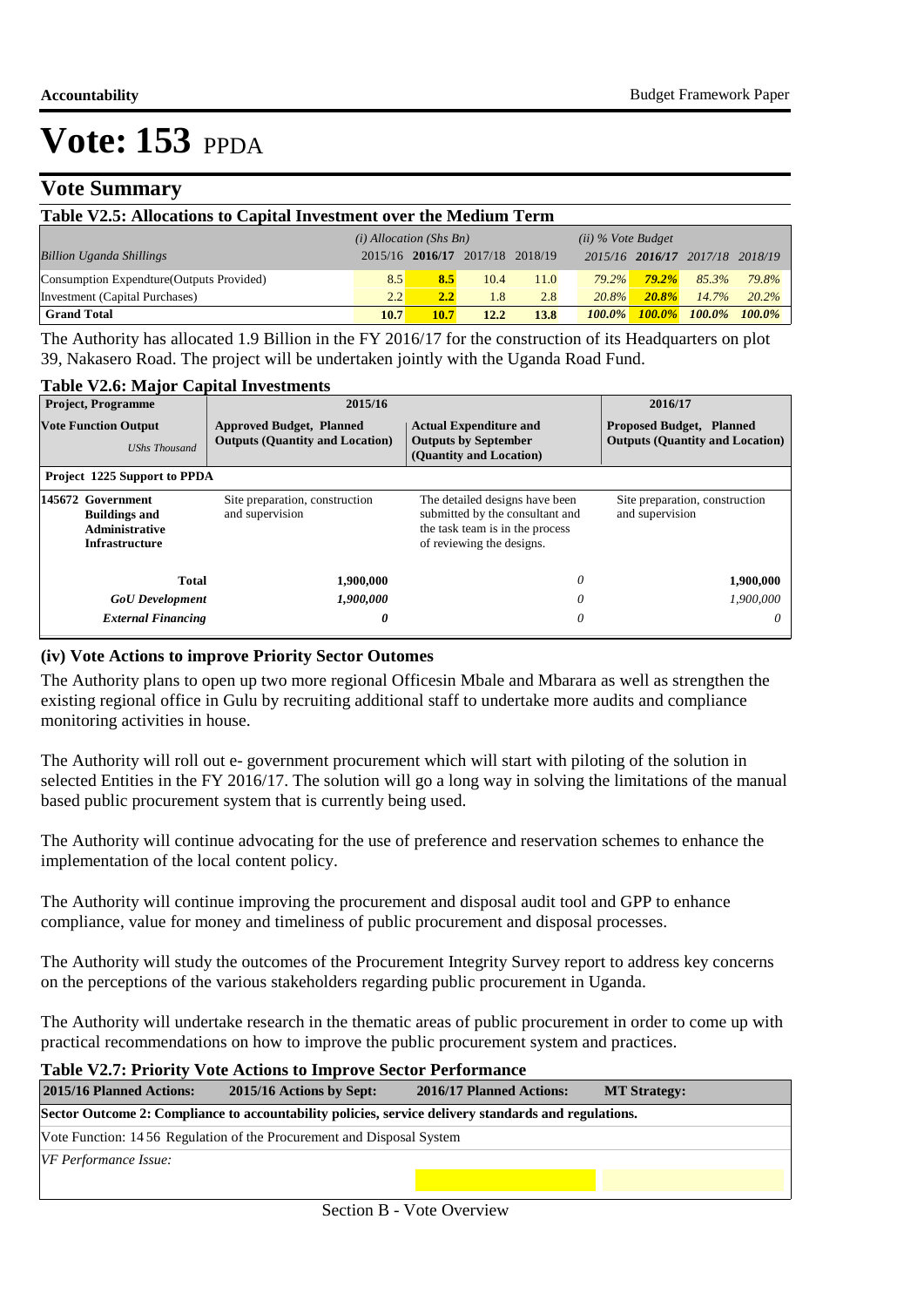# Vote: 153 PPDA

## Vote Summary

**Table V2.5: Allocations to Capital Investment over the Medium Term**

| *Billion Uganda Shillings* | *(i) Allocation (Shs Bn)* | | | | *(ii) % Vote Budget* | | | |
|---|---|---|---|---|---|---|---|---|
| | 2015/16 | **2016/17** | 2017/18 | 2018/19 | *2015/16* | ***2016/17*** | *2017/18* | *2018/19* |
| Consumption Expendture(Outputs Provided) | 8.5 | **8.5** | 10.4 | 11.0 | *79.2%* | ***79.2%*** | *85.3%* | *79.8%* |
| Investment (Capital Purchases) | 2.2 | **2.2** | 1.8 | 2.8 | *20.8%* | ***20.8%*** | *14.7%* | *20.2%* |
| **Grand Total** | **10.7** | **10.7** | **12.2** | **13.8** | ***100.0%*** | ***100.0%*** | ***100.0%*** | ***100.0%*** |

The Authority has allocated 1.9 Billion in the FY 2016/17 for the construction of its Headquarters on plot 39, Nakasero Road. The project will be undertaken jointly with the Uganda Road Fund.

**Table V2.6: Major Capital Investments**

| **Project, Programme** | **2015/16** | | **2016/17** |
|---|---|---|---|
| **Vote Function Output** *UShs Thousand* | **Approved Budget, Planned Outputs (Quantity and Location)** | **Actual Expenditure and Outputs by September (Quantity and Location)** | **Proposed Budget, Planned Outputs (Quantity and Location)** |
| **Project 1225 Support to PPDA** | | | |
| **145672 Government Buildings and Administrative Infrastructure** | Site preparation, construction and supervision | The detailed designs have been submitted by the consultant and the task team is in the process of reviewing the designs. | Site preparation, construction and supervision |
| **Total** | **1,900,000** | *0* | **1,900,000** |
| ***GoU Development*** | ***1,900,000*** | *0* | *1,900,000* |
| ***External Financing*** | ***0*** | *0* | *0* |

### (iv) Vote Actions to improve Priority Sector Outomes

The Authority plans to open up two more regional Officesin Mbale and Mbarara as well as strengthen the existing regional office in Gulu by recruiting additional staff to undertake more audits and compliance monitoring activities in house.

The Authority will roll out e- government procurement which will start with piloting of the solution in selected Entities in the FY 2016/17. The solution will go a long way in solving the limitations of the manual based public procurement system that is currently being used.

The Authority will continue advocating for the use of preference and reservation schemes to enhance the implementation of the local content policy.

The Authority will continue improving the procurement and disposal audit tool and GPP to enhance compliance, value for money and timeliness of public procurement and disposal processes.

The Authority will study the outcomes of the Procurement Integrity Survey report to address key concerns on the perceptions of the various stakeholders regarding public procurement in Uganda.

The Authority will undertake research in the thematic areas of public procurement in order to come up with practical recommendations on how to improve the public procurement system and practices.

**Table V2.7: Priority Vote Actions to Improve Sector Performance**

| **2015/16 Planned Actions:** | **2015/16 Actions by Sept:** | **2016/17 Planned Actions:** | **MT Strategy:** |
|---|---|---|---|
| **Sector Outcome 2: Compliance to accountability policies, service delivery standards and regulations.** | | | |
| Vote Function: 14 56 Regulation of the Procurement and Disposal System | | | |
| *VF Performance Issue:* | | | |
| | | | |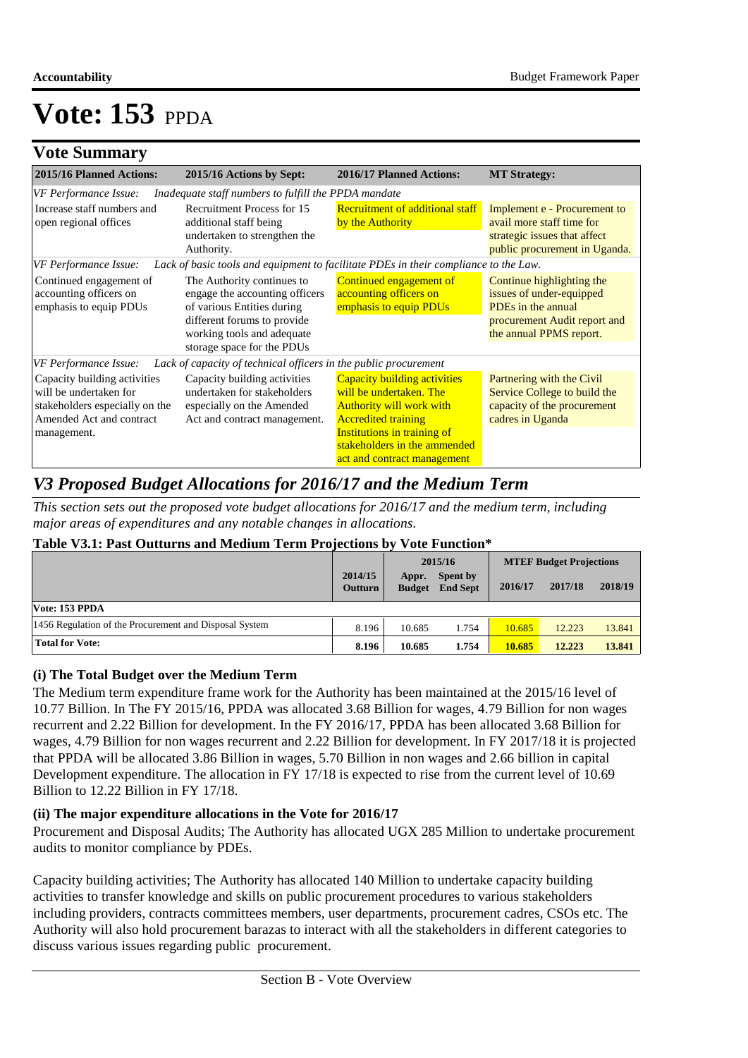# Vote: 153 PPDA

## Vote Summary

| 2015/16 Planned Actions: | 2015/16 Actions by Sept: | 2016/17 Planned Actions: | MT Strategy: |
|---|---|---|---|
| *VF Performance Issue: Inadequate staff numbers to fulfill the PPDA mandate* | | | |
| Increase staff numbers and open regional offices | Recruitment Process for 15 additional staff being undertaken to strengthen the Authority. | Recruitment of additional staff by the Authority | Implement e - Procurement to avail more staff time for strategic issues that affect public procurement in Uganda. |
| *VF Performance Issue: Lack of basic tools and equipment to facilitate PDEs in their compliance to the Law.* | | | |
| Continued engagement of accounting officers on emphasis to equip PDUs | The Authority continues to engage the accounting officers of various Entities during different forums to provide working tools and adequate storage space for the PDUs | Continued engagement of accounting officers on emphasis to equip PDUs | Continue highlighting the issues of under-equipped PDEs in the annual procurement Audit report and the annual PPMS report. |
| *VF Performance Issue: Lack of capacity of technical officers in the public procurement* | | | |
| Capacity building activities will be undertaken for stakeholders especially on the Amended Act and contract management. | Capacity building activities undertaken for stakeholders especially on the Amended Act and contract management. | Capacity building activities will be undertaken. The Authority will work with Accredited training Institutions in training of stakeholders in the ammended act and contract management | Partnering with the Civil Service College to build the capacity of the procurement cadres in Uganda |

## *V3 Proposed Budget Allocations for 2016/17 and the Medium Term*

*This section sets out the proposed vote budget allocations for 2016/17 and the medium term, including major areas of expenditures and any notable changes in allocations.*

**Table V3.1: Past Outturns and Medium Term Projections by Vote Function\***

| | 2014/15 | 2015/16 | | MTEF Budget Projections | | |
|---|---|---|---|---|---|---|
| | Outturn | Appr. Budget | Spent by End Sept | 2016/17 | 2017/18 | 2018/19 |
| **Vote: 153 PPDA** | | | | | | |
| 1456 Regulation of the Procurement and Disposal System | 8.196 | 10.685 | 1.754 | 10.685 | 12.223 | 13.841 |
| **Total for Vote:** | **8.196** | **10.685** | **1.754** | **10.685** | **12.223** | **13.841** |

### (i) The Total Budget over the Medium Term

The Medium term expenditure frame work for the Authority has been maintained at the 2015/16 level of 10.77 Billion. In The FY 2015/16, PPDA was allocated 3.68 Billion for wages, 4.79 Billion for non wages recurrent and 2.22 Billion for development. In the FY 2016/17, PPDA has been allocated 3.68 Billion for wages, 4.79 Billion for non wages recurrent and 2.22 Billion for development. In FY 2017/18 it is projected that PPDA will be allocated 3.86 Billion in wages, 5.70 Billion in non wages and 2.66 billion in capital Development expenditure. The allocation in FY 17/18 is expected to rise from the current level of 10.69 Billion to 12.22 Billion in FY 17/18.

### (ii) The major expenditure allocations in the Vote for 2016/17

Procurement and Disposal Audits; The Authority has allocated UGX 285 Million to undertake procurement audits to monitor compliance by PDEs.

Capacity building activities; The Authority has allocated 140 Million to undertake capacity building activities to transfer knowledge and skills on public procurement procedures to various stakeholders including providers, contracts committees members, user departments, procurement cadres, CSOs etc. The Authority will also hold procurement barazas to interact with all the stakeholders in different categories to discuss various issues regarding public procurement.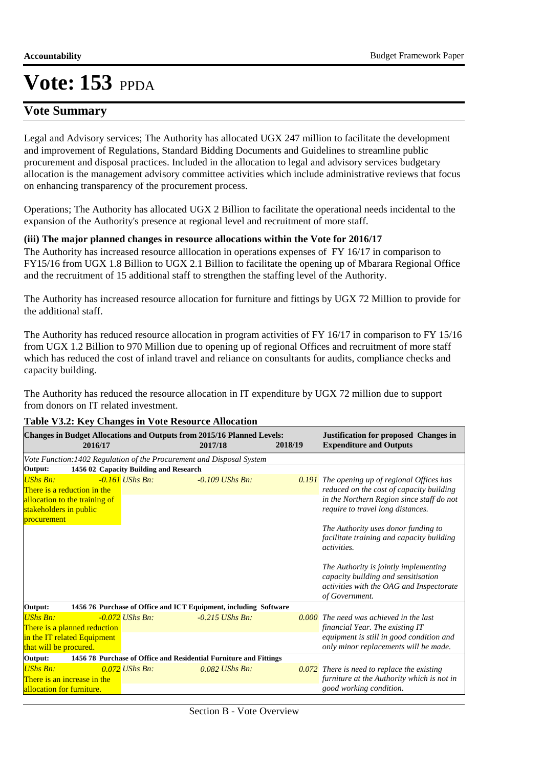# Vote: 153 PPDA

## Vote Summary

Legal and Advisory services; The Authority has allocated UGX 247 million to facilitate the development and improvement of Regulations, Standard Bidding Documents and Guidelines to streamline public procurement and disposal practices. Included in the allocation to legal and advisory services budgetary allocation is the management advisory committee activities which include administrative reviews that focus on enhancing transparency of the procurement process.

Operations; The Authority has allocated UGX 2 Billion to facilitate the operational needs incidental to the expansion of the Authority's presence at regional level and recruitment of more staff.

**(iii) The major planned changes in resource allocations within the Vote for 2016/17**

The Authority has increased resource alllocation in operations expenses of FY 16/17 in comparison to FY15/16 from UGX 1.8 Billion to UGX 2.1 Billion to facilitate the opening up of Mbarara Regional Office and the recruitment of 15 additional staff to strengthen the staffing level of the Authority.

The Authority has increased resource allocation for furniture and fittings by UGX 72 Million to provide for the additional staff.

The Authority has reduced resource allocation in program activities of FY 16/17 in comparison to FY 15/16 from UGX 1.2 Billion to 970 Million due to opening up of regional Offices and recruitment of more staff which has reduced the cost of inland travel and reliance on consultants for audits, compliance checks and capacity building.

The Authority has reduced the resource allocation in IT expenditure by UGX 72 million due to support from donors on IT related investment.

**Table V3.2: Key Changes in Vote Resource Allocation**

| Changes in Budget Allocations and Outputs from 2015/16 Planned Levels: 2016/17 | 2017/18 | 2018/19 | Justification for proposed Changes in Expenditure and Outputs |
|---|---|---|---|
| *Vote Function:1402 Regulation of the Procurement and Disposal System* | | | |
| **Output: 1456 02 Capacity Building and Research** | | | |
| *UShs Bn: -0.161* There is a reduction in the allocation to the training of stakeholders in public procurement | *UShs Bn: -0.109* | *UShs Bn: 0.191* | *The opening up of regional Offices has reduced on the cost of capacity building in the Northern Region since staff do not require to travel long distances.*<br><br>*The Authority uses donor funding to facilitate training and capacity building activities.*<br><br>*The Authority is jointly implementing capacity building and sensitisation activities with the OAG and Inspectorate of Government.* |
| **Output: 1456 76 Purchase of Office and ICT Equipment, including Software** | | | |
| *UShs Bn: -0.072* There is a planned reduction in the IT related Equipment that will be procured. | *UShs Bn: -0.215* | *UShs Bn: 0.000* | *The need was achieved in the last financial Year. The existing IT equipment is still in good condition and only minor replacements will be made.* |
| **Output: 1456 78 Purchase of Office and Residential Furniture and Fittings** | | | |
| *UShs Bn: 0.072* There is an increase in the allocation for furniture. | *UShs Bn: 0.082* | *UShs Bn: 0.072* | *There is need to replace the existing furniture at the Authority which is not in good working condition.* |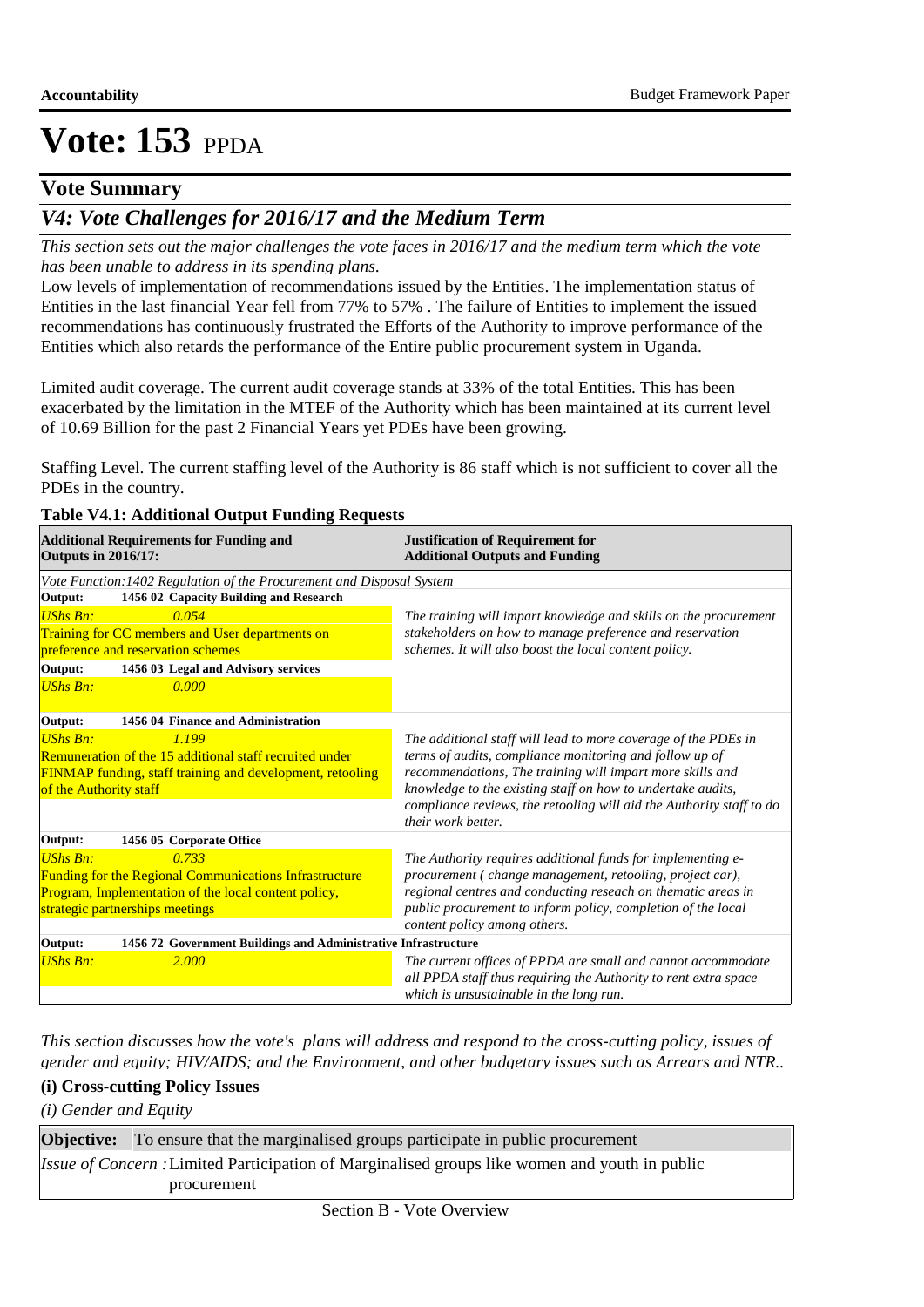# Vote: 153 PPDA

## Vote Summary

### *V4: Vote Challenges for 2016/17 and the Medium Term*

*This section sets out the major challenges the vote faces in 2016/17 and the medium term which the vote has been unable to address in its spending plans.*

Low levels of implementation of recommendations issued by the Entities. The implementation status of Entities in the last financial Year fell from 77% to 57% . The failure of Entities to implement the issued recommendations has continuously frustrated the Efforts of the Authority to improve performance of the Entities which also retards the performance of the Entire public procurement system in Uganda.

Limited audit coverage. The current audit coverage stands at 33% of the total Entities. This has been exacerbated by the limitation in the MTEF of the Authority which has been maintained at its current level of 10.69 Billion for the past 2 Financial Years yet PDEs have been growing.

Staffing Level. The current staffing level of the Authority is 86 staff which is not sufficient to cover all the PDEs in the country.

**Table V4.1: Additional Output Funding Requests**

| **Additional Requirements for Funding and Outputs in 2016/17:** | **Justification of Requirement for Additional Outputs and Funding** |
|---|---|
| *Vote Function:1402 Regulation of the Procurement and Disposal System* | |
| **Output: 1456 02 Capacity Building and Research** | |
| *UShs Bn: 0.054* Training for CC members and User departments on preference and reservation schemes | *The training will impart knowledge and skills on the procurement stakeholders on how to manage preference and reservation schemes. It will also boost the local content policy.* |
| **Output: 1456 03 Legal and Advisory services** | |
| *UShs Bn: 0.000* | |
| **Output: 1456 04 Finance and Administration** | |
| *UShs Bn: 1.199* Remuneration of the 15 additional staff recruited under FINMAP funding, staff training and development, retooling of the Authority staff | *The additional staff will lead to more coverage of the PDEs in terms of audits, compliance monitoring and follow up of recommendations, The training will impart more skills and knowledge to the existing staff on how to undertake audits, compliance reviews, the retooling will aid the Authority staff to do their work better.* |
| **Output: 1456 05 Corporate Office** | |
| *UShs Bn: 0.733* Funding for the Regional Communications Infrastructure Program, Implementation of the local content policy, strategic partnerships meetings | *The Authority requires additional funds for implementing e-procurement ( change management, retooling, project car), regional centres and conducting reseach on thematic areas in public procurement to inform policy, completion of the local content policy among others.* |
| **Output: 1456 72 Government Buildings and Administrative Infrastructure** | |
| *UShs Bn: 2.000* | *The current offices of PPDA are small and cannot accommodate all PPDA staff thus requiring the Authority to rent extra space which is unsustainable in the long run.* |

*This section discusses how the vote's plans will address and respond to the cross-cutting policy, issues of gender and equity; HIV/AIDS; and the Environment, and other budgetary issues such as Arrears and NTR..*

**(i) Cross-cutting Policy Issues**

*(i) Gender and Equity*

| **Objective:** | To ensure that the marginalised groups participate in public procurement |
|---|---|
| *Issue of Concern :* | Limited Participation of Marginalised groups like women and youth in public procurement |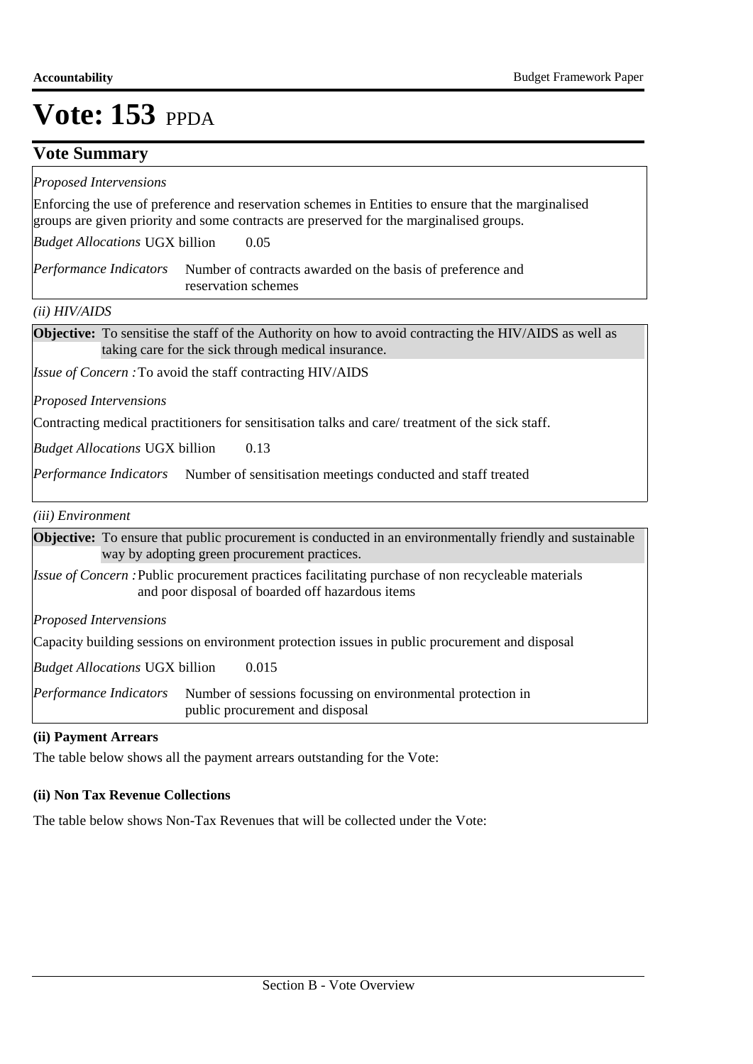# Vote: 153 PPDA

## Vote Summary

*Proposed Intervensions*

Enforcing the use of preference and reservation schemes in Entities to ensure that the marginalised groups are given priority and some contracts are preserved for the marginalised groups.

*Budget Allocations* UGX billion 0.05

*Performance Indicators* Number of contracts awarded on the basis of preference and reservation schemes

*(ii) HIV/AIDS*

**Objective:** To sensitise the staff of the Authority on how to avoid contracting the HIV/AIDS as well as taking care for the sick through medical insurance.

*Issue of Concern :* To avoid the staff contracting HIV/AIDS

*Proposed Intervensions*

Contracting medical practitioners for sensitisation talks and care/ treatment of the sick staff.

*Budget Allocations* UGX billion 0.13

*Performance Indicators* Number of sensitisation meetings conducted and staff treated

*(iii) Environment*

**Objective:** To ensure that public procurement is conducted in an environmentally friendly and sustainable way by adopting green procurement practices.

*Issue of Concern :* Public procurement practices facilitating purchase of non recycleable materials and poor disposal of boarded off hazardous items

*Proposed Intervensions*

Capacity building sessions on environment protection issues in public procurement and disposal

*Budget Allocations* UGX billion 0.015

*Performance Indicators* Number of sessions focussing on environmental protection in public procurement and disposal

**(ii) Payment Arrears**

The table below shows all the payment arrears outstanding for the Vote:

**(ii) Non Tax Revenue Collections**

The table below shows Non-Tax Revenues that will be collected under the Vote: